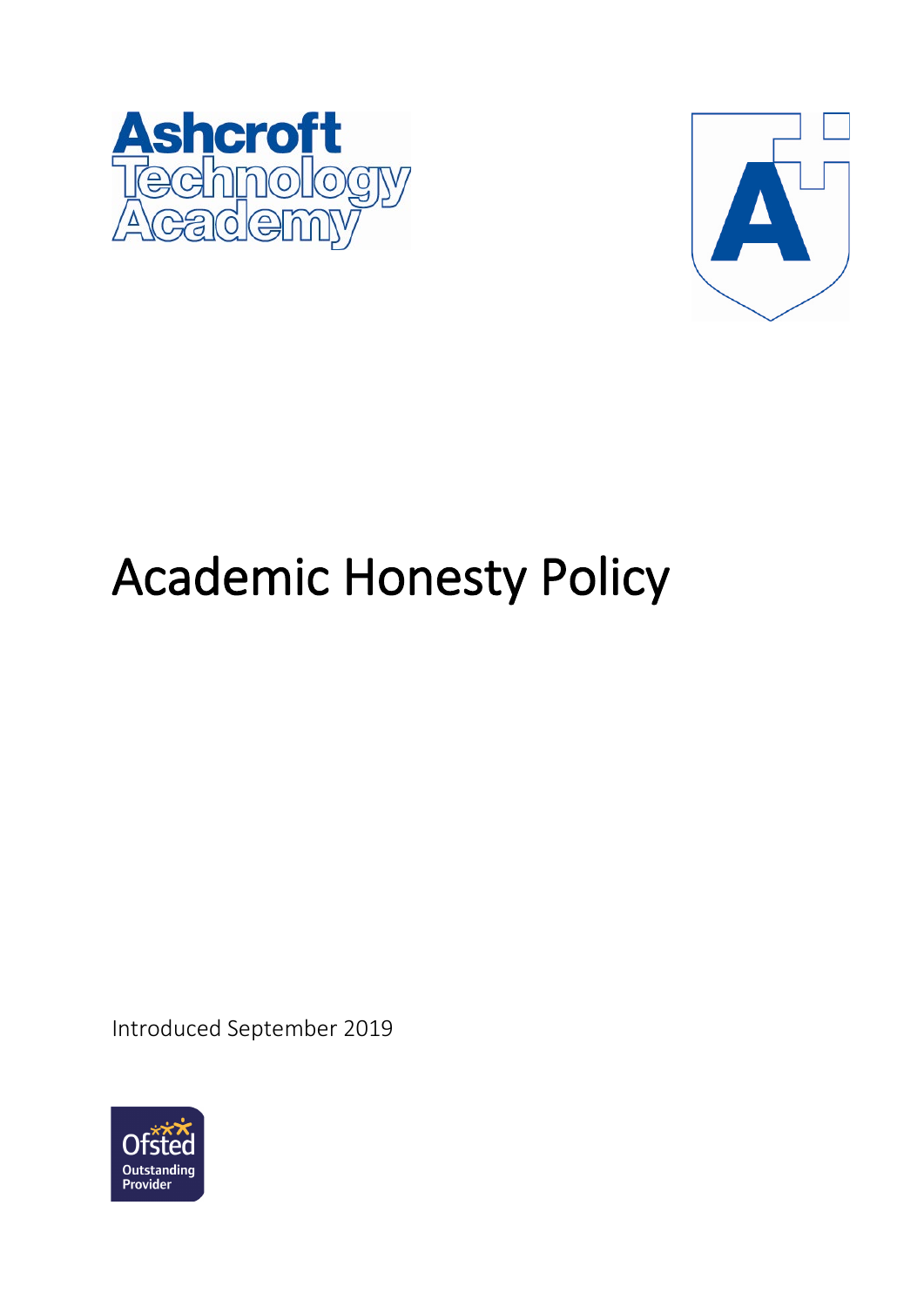Ashcroft Technology Academy

# Academic Honesty Policy

Introduced September 2019

Ofsted Outstanding Provider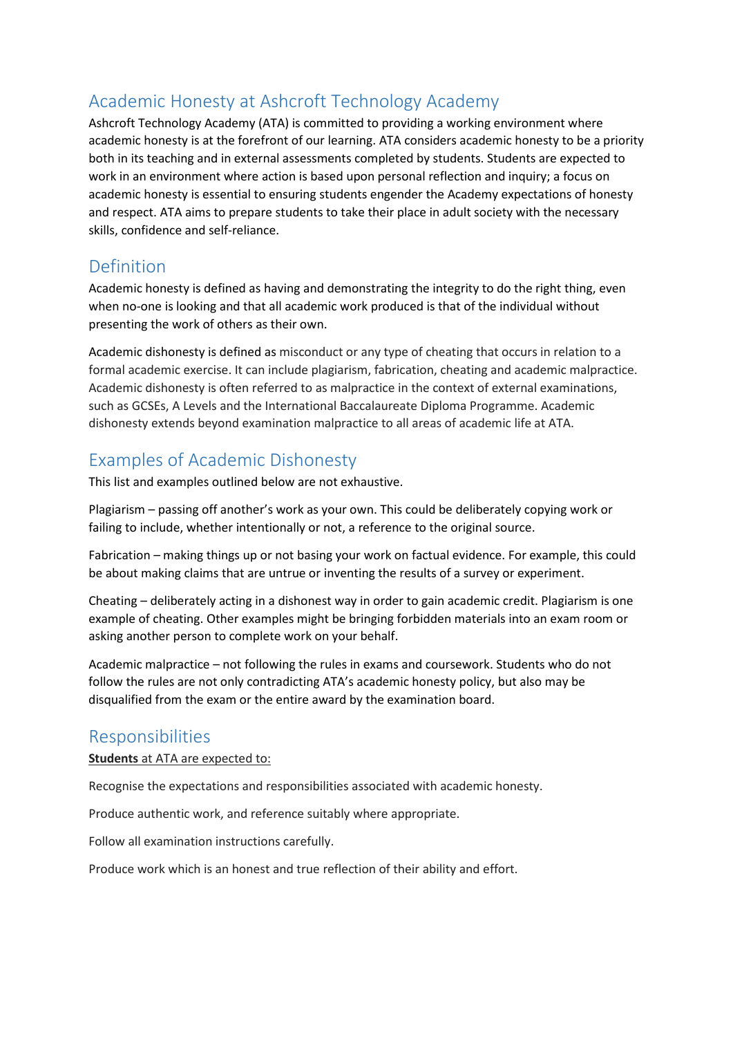## Academic Honesty at Ashcroft Technology Academy

Ashcroft Technology Academy (ATA) is committed to providing a working environment where academic honesty is at the forefront of our learning. ATA considers academic honesty to be a priority both in its teaching and in external assessments completed by students. Students are expected to work in an environment where action is based upon personal reflection and inquiry; a focus on academic honesty is essential to ensuring students engender the Academy expectations of honesty and respect. ATA aims to prepare students to take their place in adult society with the necessary skills, confidence and self-reliance.

## Definition

Academic honesty is defined as having and demonstrating the integrity to do the right thing, even when no-one is looking and that all academic work produced is that of the individual without presenting the work of others as their own.

Academic dishonesty is defined as misconduct or any type of cheating that occurs in relation to a formal academic exercise. It can include plagiarism, fabrication, cheating and academic malpractice. Academic dishonesty is often referred to as malpractice in the context of external examinations, such as GCSEs, A Levels and the International Baccalaureate Diploma Programme. Academic dishonesty extends beyond examination malpractice to all areas of academic life at ATA.

## Examples of Academic Dishonesty

This list and examples outlined below are not exhaustive.

Plagiarism – passing off another's work as your own. This could be deliberately copying work or failing to include, whether intentionally or not, a reference to the original source.

Fabrication – making things up or not basing your work on factual evidence. For example, this could be about making claims that are untrue or inventing the results of a survey or experiment.

Cheating – deliberately acting in a dishonest way in order to gain academic credit. Plagiarism is one example of cheating. Other examples might be bringing forbidden materials into an exam room or asking another person to complete work on your behalf.

Academic malpractice – not following the rules in exams and coursework. Students who do not follow the rules are not only contradicting ATA's academic honesty policy, but also may be disqualified from the exam or the entire award by the examination board.

## Responsibilities

**Students** at ATA are expected to:

Recognise the expectations and responsibilities associated with academic honesty.

Produce authentic work, and reference suitably where appropriate.

Follow all examination instructions carefully.

Produce work which is an honest and true reflection of their ability and effort.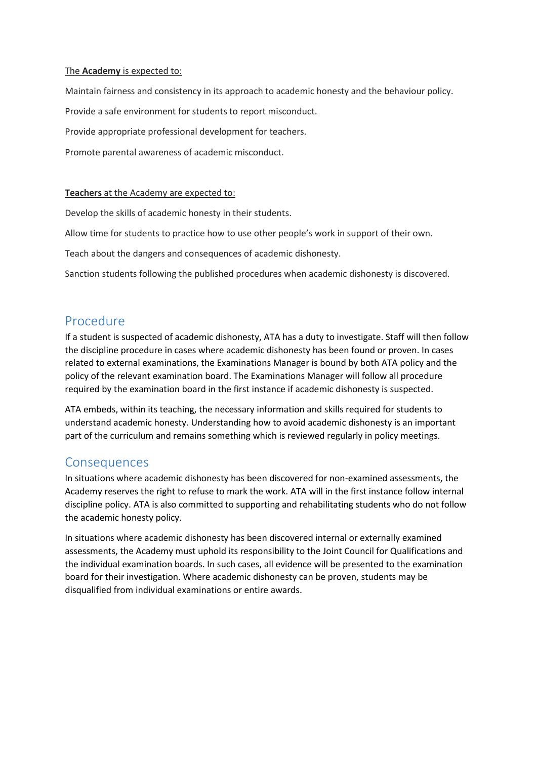<u>The **Academy** is expected to:</u>

Maintain fairness and consistency in its approach to academic honesty and the behaviour policy.

Provide a safe environment for students to report misconduct.

Provide appropriate professional development for teachers.

Promote parental awareness of academic misconduct.

<u>**Teachers** at the Academy are expected to:</u>

Develop the skills of academic honesty in their students.

Allow time for students to practice how to use other people's work in support of their own.

Teach about the dangers and consequences of academic dishonesty.

Sanction students following the published procedures when academic dishonesty is discovered.

## Procedure

If a student is suspected of academic dishonesty, ATA has a duty to investigate. Staff will then follow the discipline procedure in cases where academic dishonesty has been found or proven. In cases related to external examinations, the Examinations Manager is bound by both ATA policy and the policy of the relevant examination board. The Examinations Manager will follow all procedure required by the examination board in the first instance if academic dishonesty is suspected.

ATA embeds, within its teaching, the necessary information and skills required for students to understand academic honesty. Understanding how to avoid academic dishonesty is an important part of the curriculum and remains something which is reviewed regularly in policy meetings.

## Consequences

In situations where academic dishonesty has been discovered for non-examined assessments, the Academy reserves the right to refuse to mark the work. ATA will in the first instance follow internal discipline policy. ATA is also committed to supporting and rehabilitating students who do not follow the academic honesty policy.

In situations where academic dishonesty has been discovered internal or externally examined assessments, the Academy must uphold its responsibility to the Joint Council for Qualifications and the individual examination boards. In such cases, all evidence will be presented to the examination board for their investigation. Where academic dishonesty can be proven, students may be disqualified from individual examinations or entire awards.